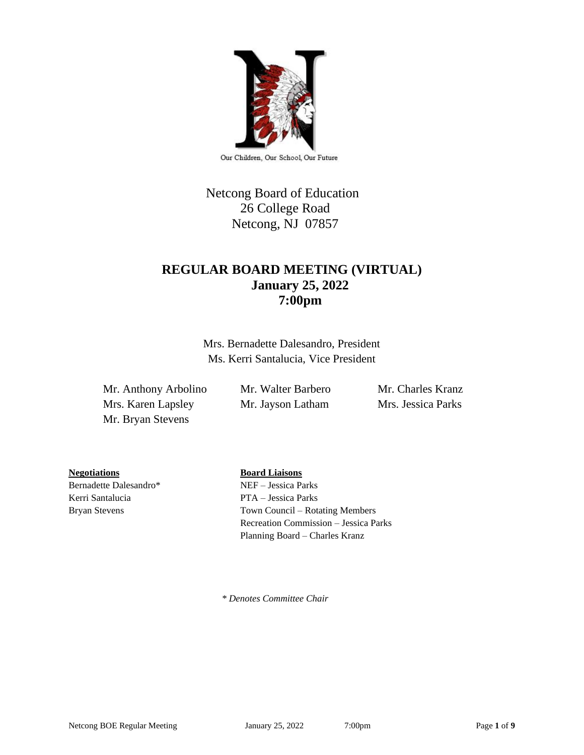Our Children, Our School, Our Future

Netcong Board of Education
26 College Road
Netcong, NJ 07857

# REGULAR BOARD MEETING (VIRTUAL)
## January 25, 2022
## 7:00pm

Mrs. Bernadette Dalesandro, President
Ms. Kerri Santalucia, Vice President

Mr. Anthony Arbolino
Mr. Walter Barbero
Mr. Charles Kranz
Mrs. Karen Lapsley
Mr. Jayson Latham
Mrs. Jessica Parks
Mr. Bryan Stevens

**Negotiations**
Bernadette Dalesandro*
Kerri Santalucia
Bryan Stevens

**Board Liaisons**
NEF – Jessica Parks
PTA – Jessica Parks
Town Council – Rotating Members
Recreation Commission – Jessica Parks
Planning Board – Charles Kranz

*\* Denotes Committee Chair*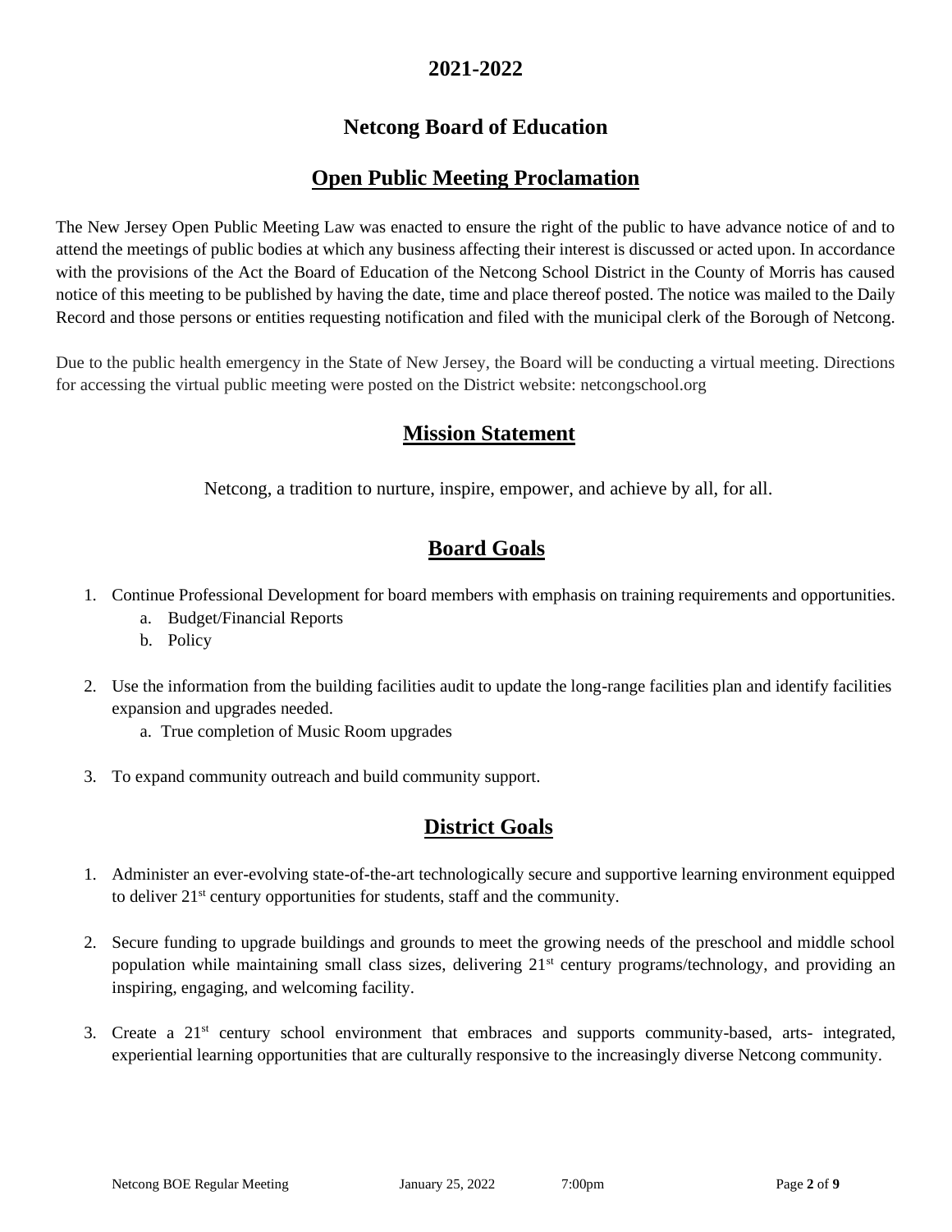## 2021-2022

## Netcong Board of Education

## Open Public Meeting Proclamation

The New Jersey Open Public Meeting Law was enacted to ensure the right of the public to have advance notice of and to attend the meetings of public bodies at which any business affecting their interest is discussed or acted upon. In accordance with the provisions of the Act the Board of Education of the Netcong School District in the County of Morris has caused notice of this meeting to be published by having the date, time and place thereof posted. The notice was mailed to the Daily Record and those persons or entities requesting notification and filed with the municipal clerk of the Borough of Netcong.

Due to the public health emergency in the State of New Jersey, the Board will be conducting a virtual meeting. Directions for accessing the virtual public meeting were posted on the District website: netcongschool.org

## Mission Statement

Netcong, a tradition to nurture, inspire, empower, and achieve by all, for all.

## Board Goals

1. Continue Professional Development for board members with emphasis on training requirements and opportunities.
   a. Budget/Financial Reports
   b. Policy
2. Use the information from the building facilities audit to update the long-range facilities plan and identify facilities expansion and upgrades needed.
   a. True completion of Music Room upgrades
3. To expand community outreach and build community support.

## District Goals

1. Administer an ever-evolving state-of-the-art technologically secure and supportive learning environment equipped to deliver 21st century opportunities for students, staff and the community.
2. Secure funding to upgrade buildings and grounds to meet the growing needs of the preschool and middle school population while maintaining small class sizes, delivering 21st century programs/technology, and providing an inspiring, engaging, and welcoming facility.
3. Create a 21st century school environment that embraces and supports community-based, arts- integrated, experiential learning opportunities that are culturally responsive to the increasingly diverse Netcong community.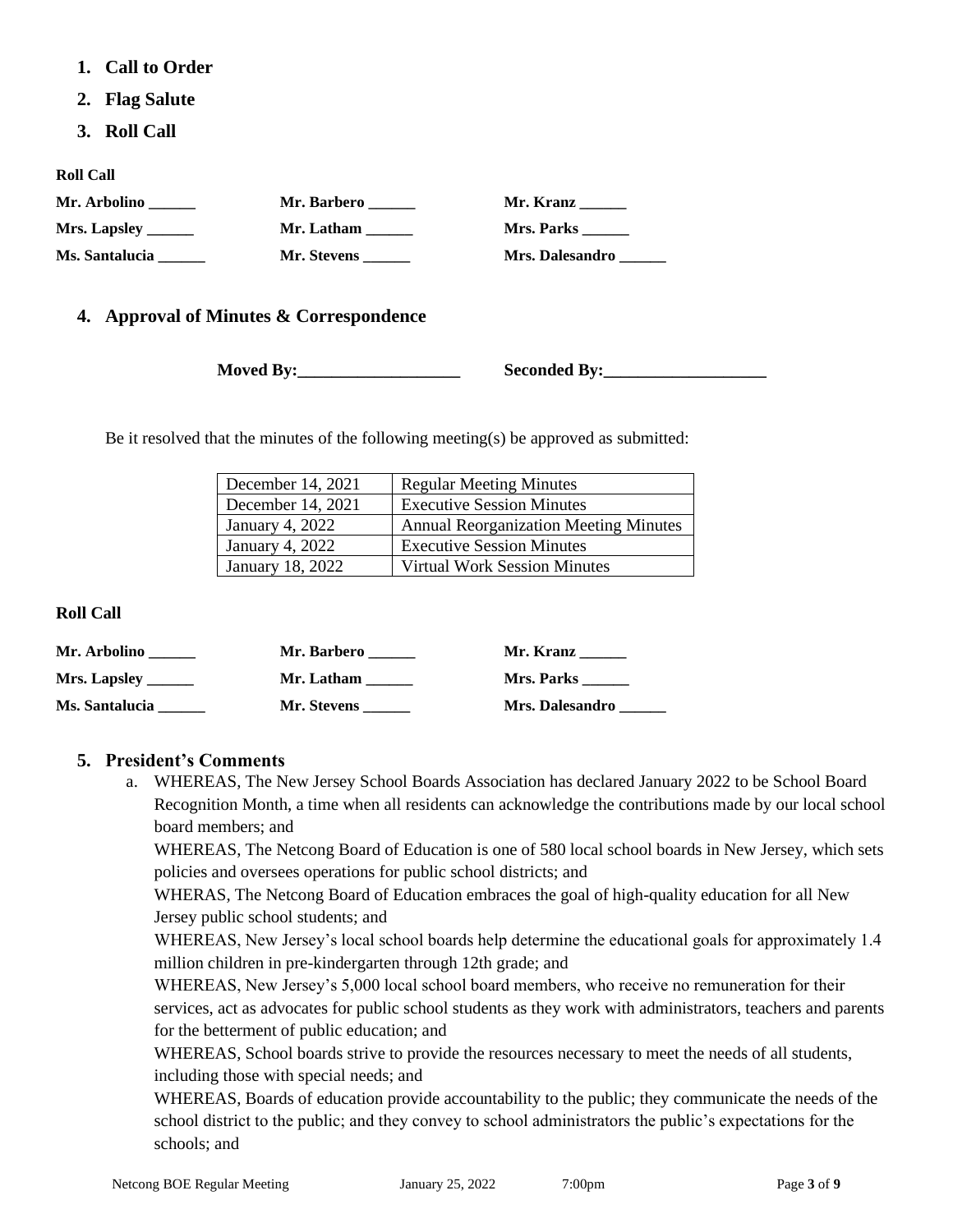1. **Call to Order**
2. **Flag Salute**
3. **Roll Call**

**Roll Call**

| | | |
|---|---|---|
| **Mr. Arbolino ______** | **Mr. Barbero ______** | **Mr. Kranz ______** |
| **Mrs. Lapsley ______** | **Mr. Latham ______** | **Mrs. Parks ______** |
| **Ms. Santalucia ______** | **Mr. Stevens ______** | **Mrs. Dalesandro ______** |

4. **Approval of Minutes & Correspondence**

**Moved By:___________________** **Seconded By:___________________**

Be it resolved that the minutes of the following meeting(s) be approved as submitted:

| | |
|---|---|
| December 14, 2021 | Regular Meeting Minutes |
| December 14, 2021 | Executive Session Minutes |
| January 4, 2022 | Annual Reorganization Meeting Minutes |
| January 4, 2022 | Executive Session Minutes |
| January 18, 2022 | Virtual Work Session Minutes |

**Roll Call**

| | | |
|---|---|---|
| **Mr. Arbolino ______** | **Mr. Barbero ______** | **Mr. Kranz ______** |
| **Mrs. Lapsley ______** | **Mr. Latham ______** | **Mrs. Parks ______** |
| **Ms. Santalucia ______** | **Mr. Stevens ______** | **Mrs. Dalesandro ______** |

5. **President's Comments**
   a. WHEREAS, The New Jersey School Boards Association has declared January 2022 to be School Board Recognition Month, a time when all residents can acknowledge the contributions made by our local school board members; and
   WHEREAS, The Netcong Board of Education is one of 580 local school boards in New Jersey, which sets policies and oversees operations for public school districts; and
   WHERAS, The Netcong Board of Education embraces the goal of high-quality education for all New Jersey public school students; and
   WHEREAS, New Jersey's local school boards help determine the educational goals for approximately 1.4 million children in pre-kindergarten through 12th grade; and
   WHEREAS, New Jersey's 5,000 local school board members, who receive no remuneration for their services, act as advocates for public school students as they work with administrators, teachers and parents for the betterment of public education; and
   WHEREAS, School boards strive to provide the resources necessary to meet the needs of all students, including those with special needs; and
   WHEREAS, Boards of education provide accountability to the public; they communicate the needs of the school district to the public; and they convey to school administrators the public's expectations for the schools; and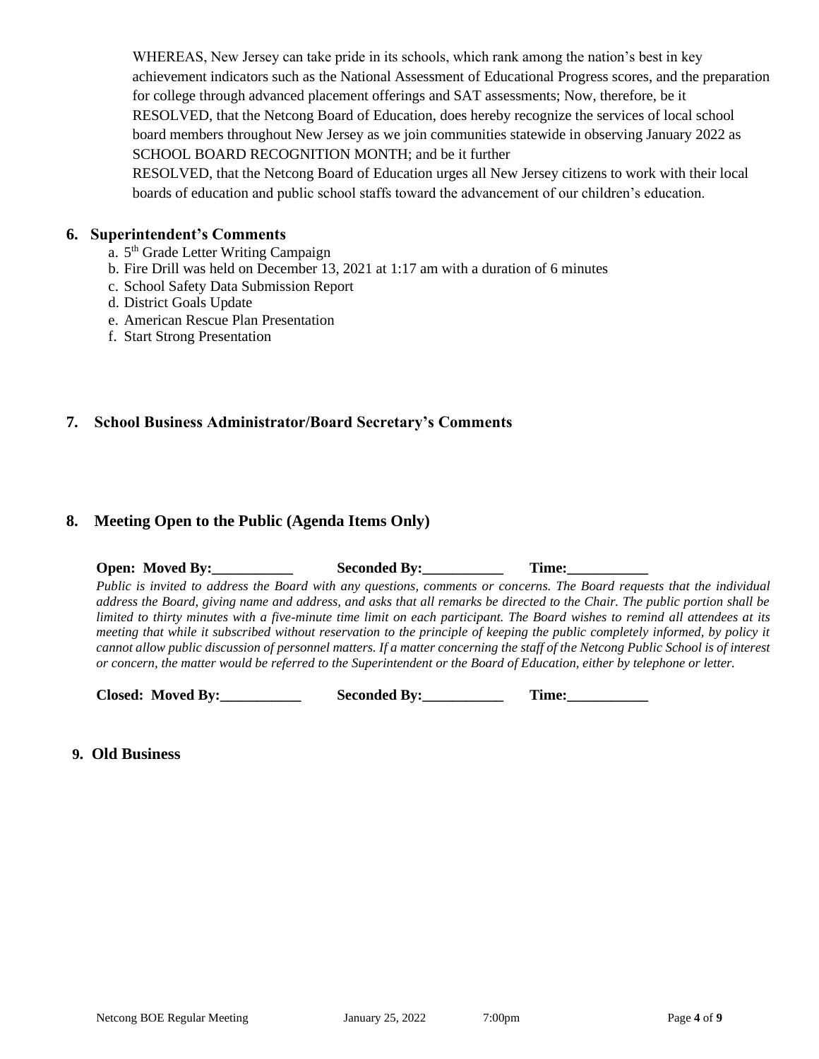WHEREAS, New Jersey can take pride in its schools, which rank among the nation's best in key achievement indicators such as the National Assessment of Educational Progress scores, and the preparation for college through advanced placement offerings and SAT assessments; Now, therefore, be it
RESOLVED, that the Netcong Board of Education, does hereby recognize the services of local school board members throughout New Jersey as we join communities statewide in observing January 2022 as SCHOOL BOARD RECOGNITION MONTH; and be it further
RESOLVED, that the Netcong Board of Education urges all New Jersey citizens to work with their local boards of education and public school staffs toward the advancement of our children's education.

## 6. Superintendent's Comments

a. 5th Grade Letter Writing Campaign
b. Fire Drill was held on December 13, 2021 at 1:17 am with a duration of 6 minutes
c. School Safety Data Submission Report
d. District Goals Update
e. American Rescue Plan Presentation
f. Start Strong Presentation

## 7. School Business Administrator/Board Secretary's Comments

## 8. Meeting Open to the Public (Agenda Items Only)

**Open: Moved By:___________ Seconded By:___________ Time:___________**

*Public is invited to address the Board with any questions, comments or concerns. The Board requests that the individual address the Board, giving name and address, and asks that all remarks be directed to the Chair. The public portion shall be limited to thirty minutes with a five-minute time limit on each participant. The Board wishes to remind all attendees at its meeting that while it subscribed without reservation to the principle of keeping the public completely informed, by policy it cannot allow public discussion of personnel matters. If a matter concerning the staff of the Netcong Public School is of interest or concern, the matter would be referred to the Superintendent or the Board of Education, either by telephone or letter.*

**Closed: Moved By:___________ Seconded By:___________ Time:___________**

## 9. Old Business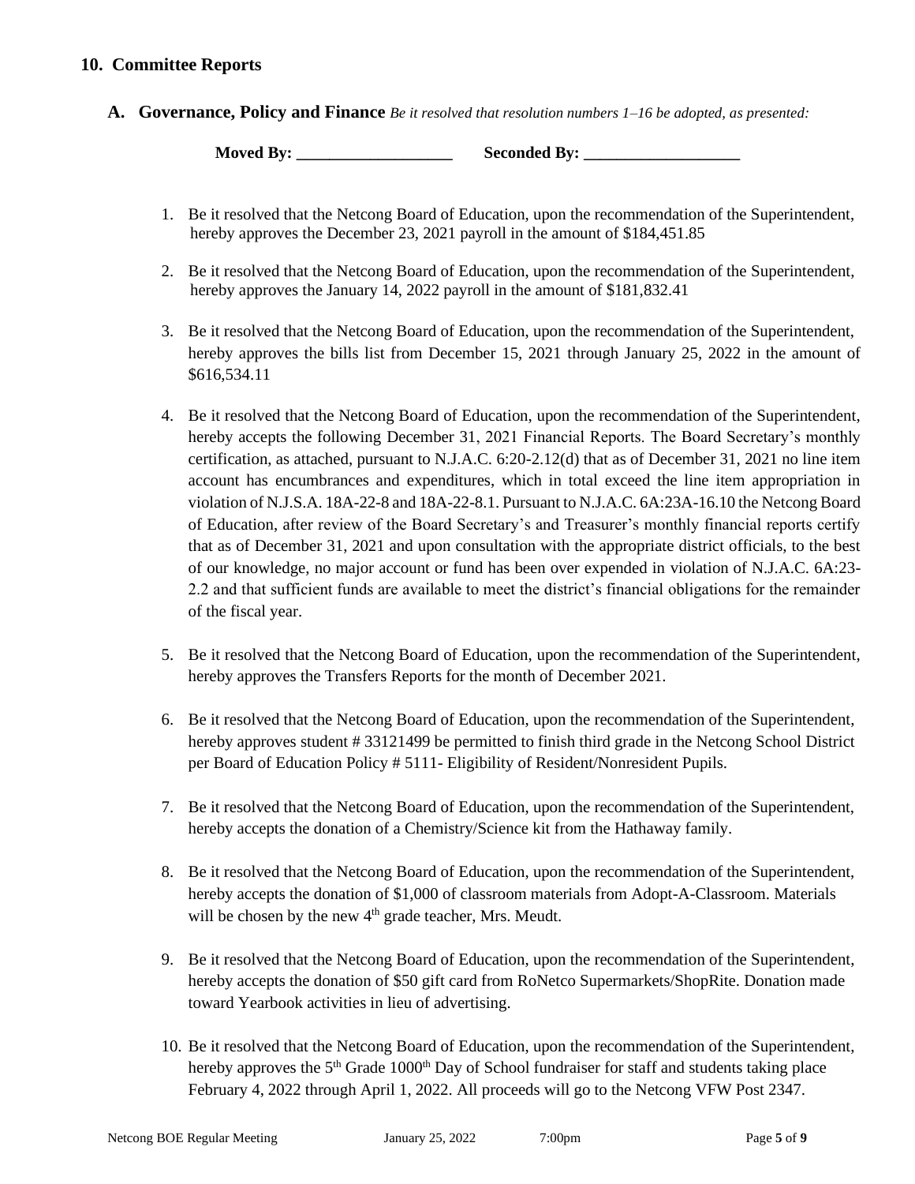## 10. Committee Reports

### A. Governance, Policy and Finance *Be it resolved that resolution numbers 1–16 be adopted, as presented:*

**Moved By: ___________________ Seconded By: ___________________**

1. Be it resolved that the Netcong Board of Education, upon the recommendation of the Superintendent, hereby approves the December 23, 2021 payroll in the amount of $184,451.85

2. Be it resolved that the Netcong Board of Education, upon the recommendation of the Superintendent, hereby approves the January 14, 2022 payroll in the amount of $181,832.41

3. Be it resolved that the Netcong Board of Education, upon the recommendation of the Superintendent, hereby approves the bills list from December 15, 2021 through January 25, 2022 in the amount of $616,534.11

4. Be it resolved that the Netcong Board of Education, upon the recommendation of the Superintendent, hereby accepts the following December 31, 2021 Financial Reports. The Board Secretary's monthly certification, as attached, pursuant to N.J.A.C. 6:20-2.12(d) that as of December 31, 2021 no line item account has encumbrances and expenditures, which in total exceed the line item appropriation in violation of N.J.S.A. 18A-22-8 and 18A-22-8.1. Pursuant to N.J.A.C. 6A:23A-16.10 the Netcong Board of Education, after review of the Board Secretary's and Treasurer's monthly financial reports certify that as of December 31, 2021 and upon consultation with the appropriate district officials, to the best of our knowledge, no major account or fund has been over expended in violation of N.J.A.C. 6A:23-2.2 and that sufficient funds are available to meet the district's financial obligations for the remainder of the fiscal year.

5. Be it resolved that the Netcong Board of Education, upon the recommendation of the Superintendent, hereby approves the Transfers Reports for the month of December 2021.

6. Be it resolved that the Netcong Board of Education, upon the recommendation of the Superintendent, hereby approves student # 33121499 be permitted to finish third grade in the Netcong School District per Board of Education Policy # 5111- Eligibility of Resident/Nonresident Pupils.

7. Be it resolved that the Netcong Board of Education, upon the recommendation of the Superintendent, hereby accepts the donation of a Chemistry/Science kit from the Hathaway family.

8. Be it resolved that the Netcong Board of Education, upon the recommendation of the Superintendent, hereby accepts the donation of $1,000 of classroom materials from Adopt-A-Classroom. Materials will be chosen by the new 4th grade teacher, Mrs. Meudt.

9. Be it resolved that the Netcong Board of Education, upon the recommendation of the Superintendent, hereby accepts the donation of $50 gift card from RoNetco Supermarkets/ShopRite. Donation made toward Yearbook activities in lieu of advertising.

10. Be it resolved that the Netcong Board of Education, upon the recommendation of the Superintendent, hereby approves the 5th Grade 1000th Day of School fundraiser for staff and students taking place February 4, 2022 through April 1, 2022. All proceeds will go to the Netcong VFW Post 2347.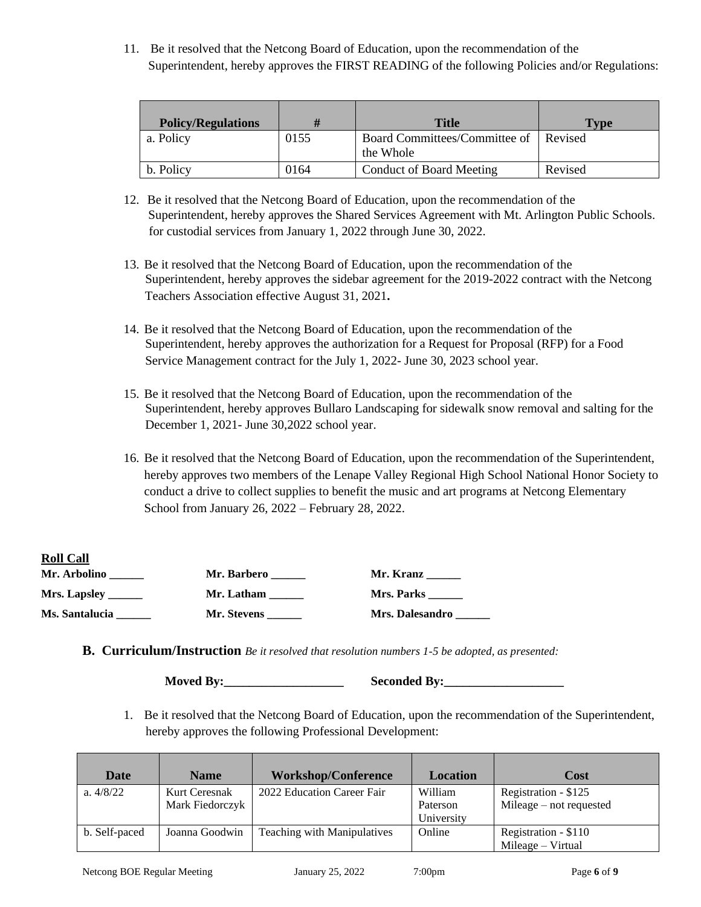11. Be it resolved that the Netcong Board of Education, upon the recommendation of the Superintendent, hereby approves the FIRST READING of the following Policies and/or Regulations:

| Policy/Regulations | # | Title | Type |
|---|---|---|---|
| a. Policy | 0155 | Board Committees/Committee of the Whole | Revised |
| b. Policy | 0164 | Conduct of Board Meeting | Revised |

12. Be it resolved that the Netcong Board of Education, upon the recommendation of the Superintendent, hereby approves the Shared Services Agreement with Mt. Arlington Public Schools. for custodial services from January 1, 2022 through June 30, 2022.

13. Be it resolved that the Netcong Board of Education, upon the recommendation of the Superintendent, hereby approves the sidebar agreement for the 2019-2022 contract with the Netcong Teachers Association effective August 31, 2021**.**

14. Be it resolved that the Netcong Board of Education, upon the recommendation of the Superintendent, hereby approves the authorization for a Request for Proposal (RFP) for a Food Service Management contract for the July 1, 2022- June 30, 2023 school year.

15. Be it resolved that the Netcong Board of Education, upon the recommendation of the Superintendent, hereby approves Bullaro Landscaping for sidewalk snow removal and salting for the December 1, 2021- June 30,2022 school year.

16. Be it resolved that the Netcong Board of Education, upon the recommendation of the Superintendent, hereby approves two members of the Lenape Valley Regional High School National Honor Society to conduct a drive to collect supplies to benefit the music and art programs at Netcong Elementary School from January 26, 2022 – February 28, 2022.

**Roll Call**

**Mr. Arbolino ______** **Mr. Barbero ______** **Mr. Kranz ______**

**Mrs. Lapsley ______** **Mr. Latham ______** **Mrs. Parks ______**

**Ms. Santalucia ______** **Mr. Stevens ______** **Mrs. Dalesandro ______**

**B. Curriculum/Instruction** *Be it resolved that resolution numbers 1-5 be adopted, as presented:*

**Moved By:___________________** **Seconded By:___________________**

1. Be it resolved that the Netcong Board of Education, upon the recommendation of the Superintendent, hereby approves the following Professional Development:

| Date | Name | Workshop/Conference | Location | Cost |
|---|---|---|---|---|
| a. 4/8/22 | Kurt Ceresnak<br>Mark Fiedorczyk | 2022 Education Career Fair | William Paterson University | Registration - $125<br>Mileage – not requested |
| b. Self-paced | Joanna Goodwin | Teaching with Manipulatives | Online | Registration - $110<br>Mileage – Virtual |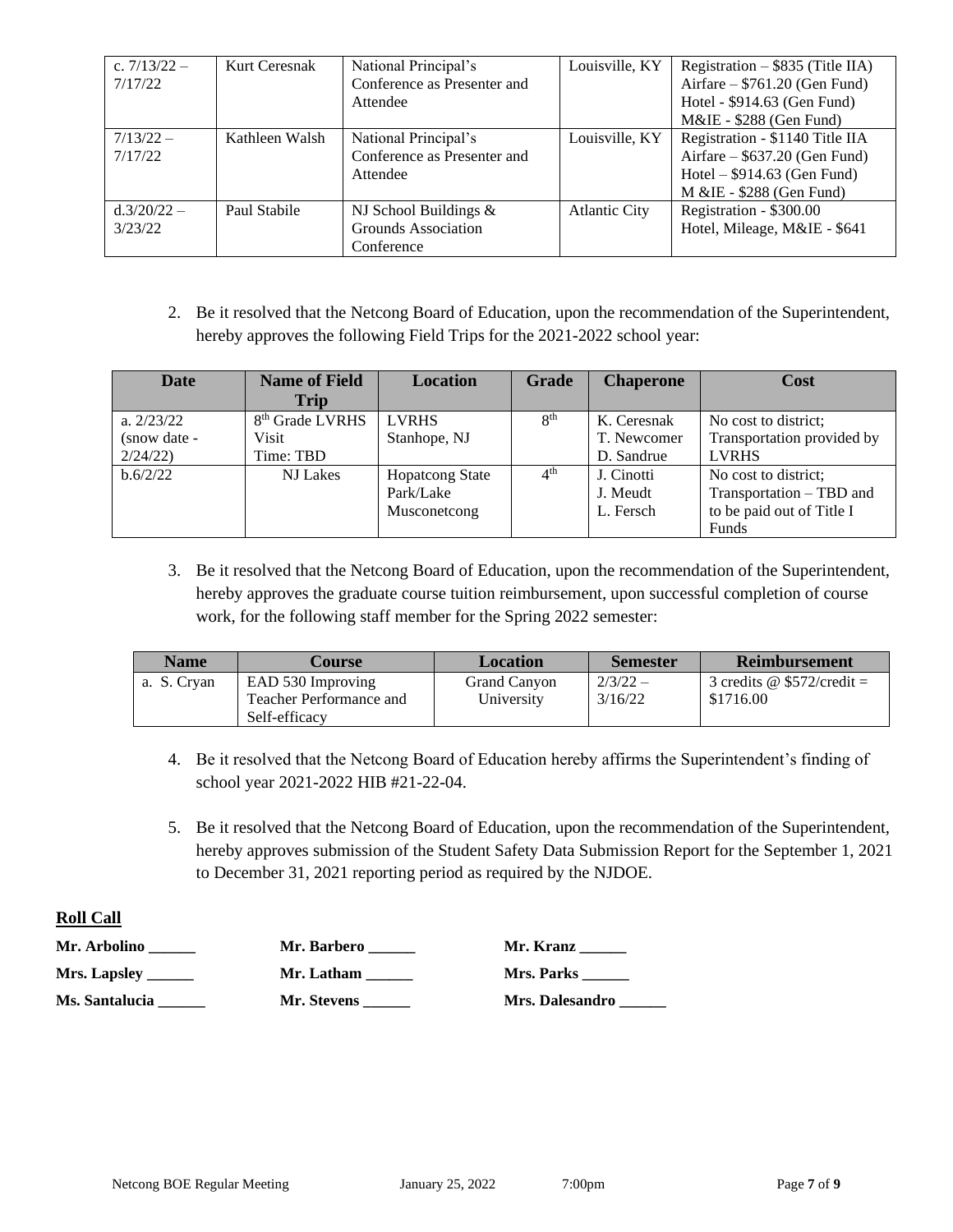| | | | | |
|---|---|---|---|---|
| c. 7/13/22 – 7/17/22 | Kurt Ceresnak | National Principal's Conference as Presenter and Attendee | Louisville, KY | Registration – $835 (Title IIA)<br>Airfare – $761.20 (Gen Fund)<br>Hotel - $914.63 (Gen Fund)<br>M&IE - $288 (Gen Fund) |
| 7/13/22 – 7/17/22 | Kathleen Walsh | National Principal's Conference as Presenter and Attendee | Louisville, KY | Registration - $1140 Title IIA<br>Airfare – $637.20 (Gen Fund)<br>Hotel – $914.63 (Gen Fund)<br>M &IE - $288 (Gen Fund) |
| d.3/20/22 – 3/23/22 | Paul Stabile | NJ School Buildings & Grounds Association Conference | Atlantic City | Registration - $300.00<br>Hotel, Mileage, M&IE - $641 |

2. Be it resolved that the Netcong Board of Education, upon the recommendation of the Superintendent, hereby approves the following Field Trips for the 2021-2022 school year:

| Date | Name of Field Trip | Location | Grade | Chaperone | Cost |
|---|---|---|---|---|---|
| a. 2/23/22 (snow date - 2/24/22) | 8th Grade LVRHS Visit<br>Time: TBD | LVRHS<br>Stanhope, NJ | 8th | K. Ceresnak<br>T. Newcomer<br>D. Sandrue | No cost to district; Transportation provided by LVRHS |
| b.6/2/22 | NJ Lakes | Hopatcong State Park/Lake Musconetcong | 4th | J. Cinotti<br>J. Meudt<br>L. Fersch | No cost to district; Transportation – TBD and to be paid out of Title I Funds |

3. Be it resolved that the Netcong Board of Education, upon the recommendation of the Superintendent, hereby approves the graduate course tuition reimbursement, upon successful completion of course work, for the following staff member for the Spring 2022 semester:

| Name | Course | Location | Semester | Reimbursement |
|---|---|---|---|---|
| a. S. Cryan | EAD 530 Improving Teacher Performance and Self-efficacy | Grand Canyon University | 2/3/22 – 3/16/22 | 3 credits @ $572/credit = $1716.00 |

4. Be it resolved that the Netcong Board of Education hereby affirms the Superintendent's finding of school year 2021-2022 HIB #21-22-04.

5. Be it resolved that the Netcong Board of Education, upon the recommendation of the Superintendent, hereby approves submission of the Student Safety Data Submission Report for the September 1, 2021 to December 31, 2021 reporting period as required by the NJDOE.

**Roll Call**

**Mr. Arbolino \_\_\_\_\_\_** **Mr. Barbero \_\_\_\_\_\_** **Mr. Kranz \_\_\_\_\_\_**

**Mrs. Lapsley \_\_\_\_\_\_** **Mr. Latham \_\_\_\_\_\_** **Mrs. Parks \_\_\_\_\_\_**

**Ms. Santalucia \_\_\_\_\_\_** **Mr. Stevens \_\_\_\_\_\_** **Mrs. Dalesandro \_\_\_\_\_\_**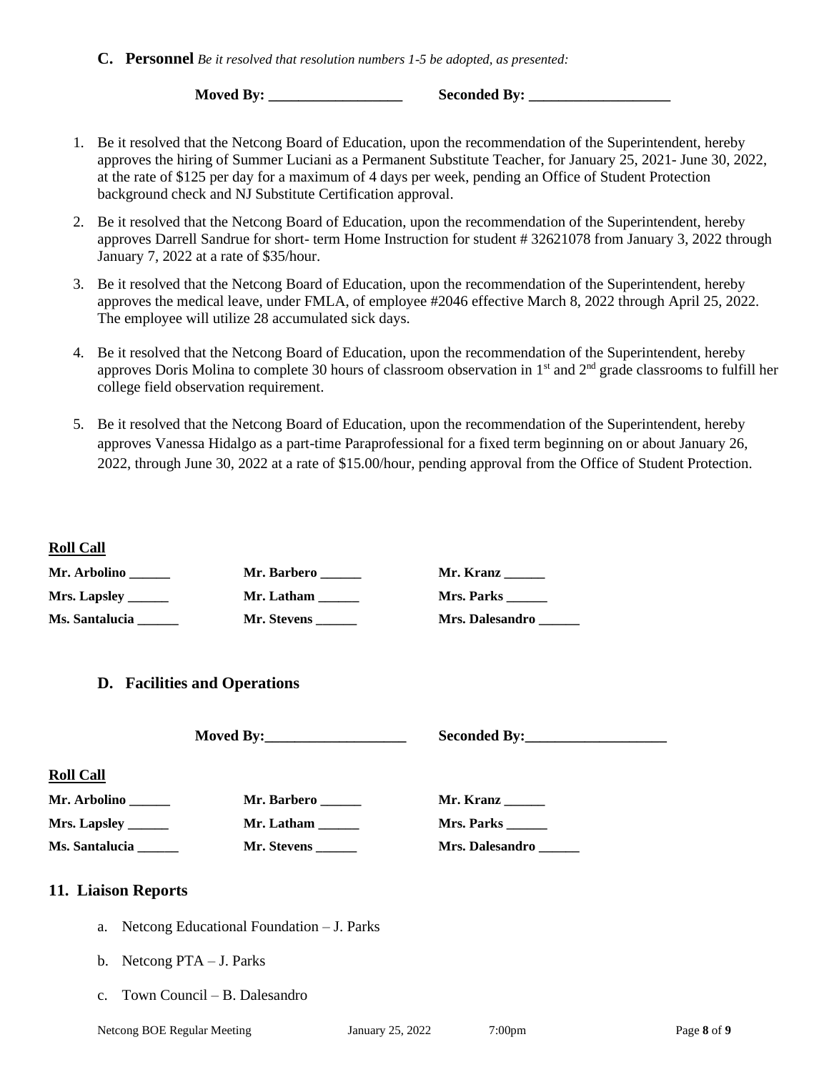### C. Personnel *Be it resolved that resolution numbers 1-5 be adopted, as presented:*

**Moved By: ___________________ Seconded By: ____________________**

1. Be it resolved that the Netcong Board of Education, upon the recommendation of the Superintendent, hereby approves the hiring of Summer Luciani as a Permanent Substitute Teacher, for January 25, 2021- June 30, 2022, at the rate of $125 per day for a maximum of 4 days per week, pending an Office of Student Protection background check and NJ Substitute Certification approval.
2. Be it resolved that the Netcong Board of Education, upon the recommendation of the Superintendent, hereby approves Darrell Sandrue for short- term Home Instruction for student # 32621078 from January 3, 2022 through January 7, 2022 at a rate of $35/hour.
3. Be it resolved that the Netcong Board of Education, upon the recommendation of the Superintendent, hereby approves the medical leave, under FMLA, of employee #2046 effective March 8, 2022 through April 25, 2022. The employee will utilize 28 accumulated sick days.
4. Be it resolved that the Netcong Board of Education, upon the recommendation of the Superintendent, hereby approves Doris Molina to complete 30 hours of classroom observation in 1st and 2nd grade classrooms to fulfill her college field observation requirement.
5. Be it resolved that the Netcong Board of Education, upon the recommendation of the Superintendent, hereby approves Vanessa Hidalgo as a part-time Paraprofessional for a fixed term beginning on or about January 26, 2022, through June 30, 2022 at a rate of $15.00/hour, pending approval from the Office of Student Protection.

**Roll Call**

**Mr. Arbolino ______** **Mr. Barbero ______** **Mr. Kranz ______**

**Mrs. Lapsley ______** **Mr. Latham ______** **Mrs. Parks ______**

**Ms. Santalucia ______** **Mr. Stevens ______** **Mrs. Dalesandro ______**

### D. Facilities and Operations

**Moved By:____________________ Seconded By:____________________**

**Roll Call**

**Mr. Arbolino ______** **Mr. Barbero ______** **Mr. Kranz ______**

**Mrs. Lapsley ______** **Mr. Latham ______** **Mrs. Parks ______**

**Ms. Santalucia ______** **Mr. Stevens ______** **Mrs. Dalesandro ______**

## 11. Liaison Reports

a. Netcong Educational Foundation – J. Parks

b. Netcong PTA – J. Parks

c. Town Council – B. Dalesandro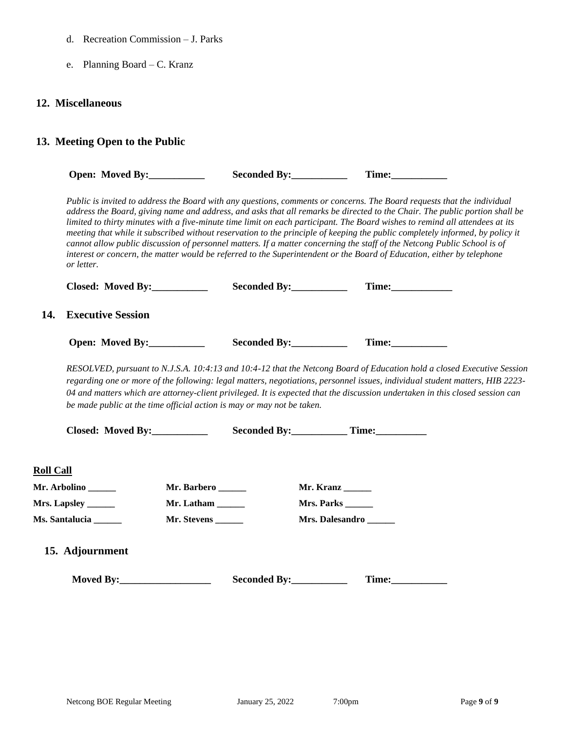d. Recreation Commission – J. Parks

e. Planning Board – C. Kranz

## 12. Miscellaneous

## 13. Meeting Open to the Public

**Open: Moved By:___________ Seconded By:___________ Time:___________**

*Public is invited to address the Board with any questions, comments or concerns. The Board requests that the individual address the Board, giving name and address, and asks that all remarks be directed to the Chair. The public portion shall be limited to thirty minutes with a five-minute time limit on each participant. The Board wishes to remind all attendees at its meeting that while it subscribed without reservation to the principle of keeping the public completely informed, by policy it cannot allow public discussion of personnel matters. If a matter concerning the staff of the Netcong Public School is of interest or concern, the matter would be referred to the Superintendent or the Board of Education, either by telephone or letter.*

**Closed: Moved By:___________ Seconded By:___________ Time:____________**

## 14. Executive Session

**Open: Moved By:___________ Seconded By:___________ Time:___________**

*RESOLVED, pursuant to N.J.S.A. 10:4:13 and 10:4-12 that the Netcong Board of Education hold a closed Executive Session regarding one or more of the following: legal matters, negotiations, personnel issues, individual student matters, HIB 2223-04 and matters which are attorney-client privileged. It is expected that the discussion undertaken in this closed session can be made public at the time official action is may or may not be taken.*

**Closed: Moved By:___________ Seconded By:___________ Time:__________**

**Roll Call**

| | | |
|---|---|---|
| **Mr. Arbolino ______** | **Mr. Barbero ______** | **Mr. Kranz ______** |
| **Mrs. Lapsley ______** | **Mr. Latham ______** | **Mrs. Parks ______** |
| **Ms. Santalucia ______** | **Mr. Stevens ______** | **Mrs. Dalesandro ______** |

## 15. Adjournment

**Moved By:__________________ Seconded By:___________ Time:___________**